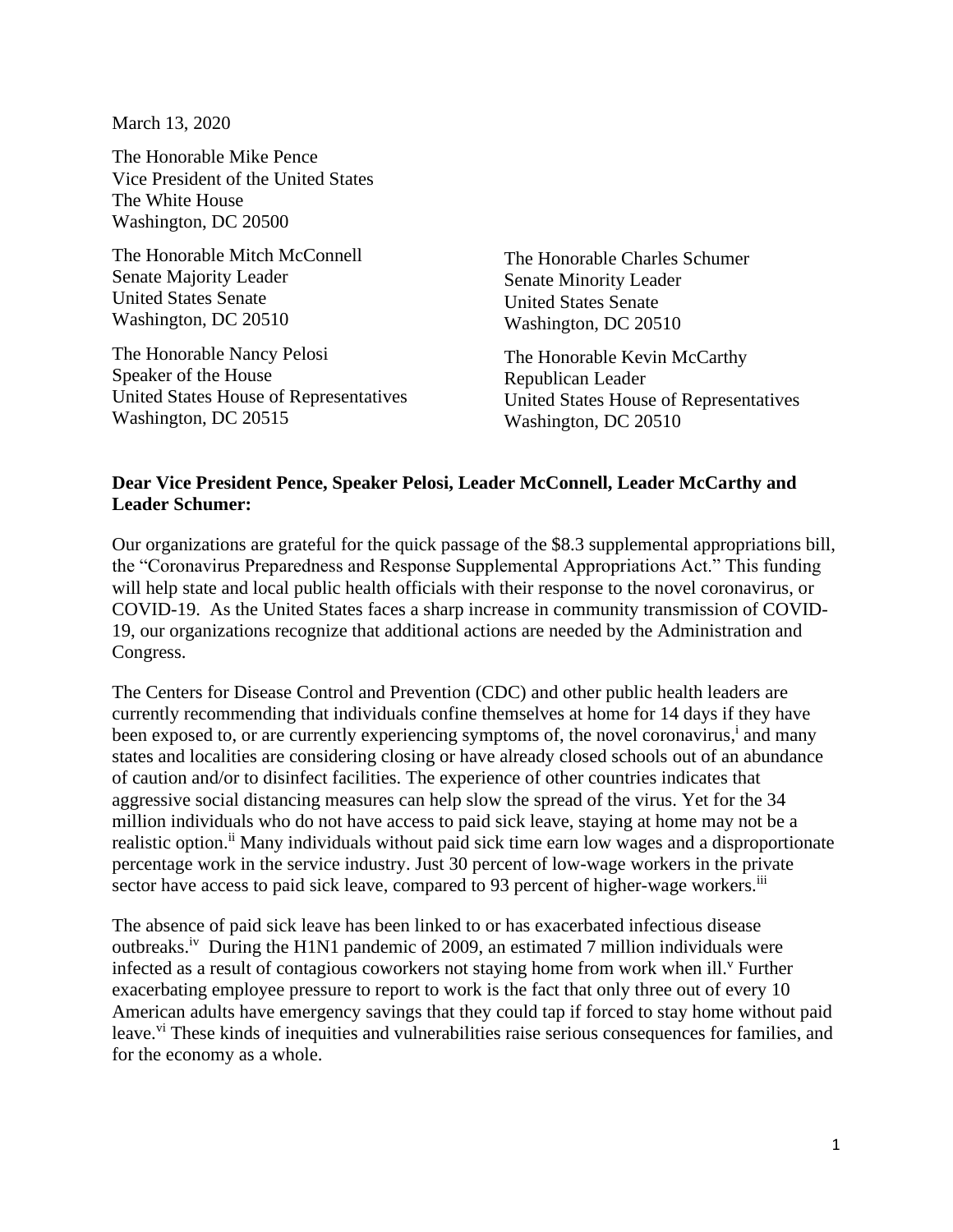March 13, 2020

The Honorable Mike Pence
Vice President of the United States
The White House
Washington, DC 20500

The Honorable Mitch McConnell
Senate Majority Leader
United States Senate
Washington, DC 20510

The Honorable Charles Schumer
Senate Minority Leader
United States Senate
Washington, DC 20510

The Honorable Nancy Pelosi
Speaker of the House
United States House of Representatives
Washington, DC 20515

The Honorable Kevin McCarthy
Republican Leader
United States House of Representatives
Washington, DC 20510

**Dear Vice President Pence, Speaker Pelosi, Leader McConnell, Leader McCarthy and Leader Schumer:**

Our organizations are grateful for the quick passage of the $8.3 supplemental appropriations bill, the "Coronavirus Preparedness and Response Supplemental Appropriations Act." This funding will help state and local public health officials with their response to the novel coronavirus, or COVID-19. As the United States faces a sharp increase in community transmission of COVID-19, our organizations recognize that additional actions are needed by the Administration and Congress.

The Centers for Disease Control and Prevention (CDC) and other public health leaders are currently recommending that individuals confine themselves at home for 14 days if they have been exposed to, or are currently experiencing symptoms of, the novel coronavirus,[i] and many states and localities are considering closing or have already closed schools out of an abundance of caution and/or to disinfect facilities. The experience of other countries indicates that aggressive social distancing measures can help slow the spread of the virus. Yet for the 34 million individuals who do not have access to paid sick leave, staying at home may not be a realistic option.[ii] Many individuals without paid sick time earn low wages and a disproportionate percentage work in the service industry. Just 30 percent of low-wage workers in the private sector have access to paid sick leave, compared to 93 percent of higher-wage workers.[iii]

The absence of paid sick leave has been linked to or has exacerbated infectious disease outbreaks.[iv] During the H1N1 pandemic of 2009, an estimated 7 million individuals were infected as a result of contagious coworkers not staying home from work when ill.[v] Further exacerbating employee pressure to report to work is the fact that only three out of every 10 American adults have emergency savings that they could tap if forced to stay home without paid leave.[vi] These kinds of inequities and vulnerabilities raise serious consequences for families, and for the economy as a whole.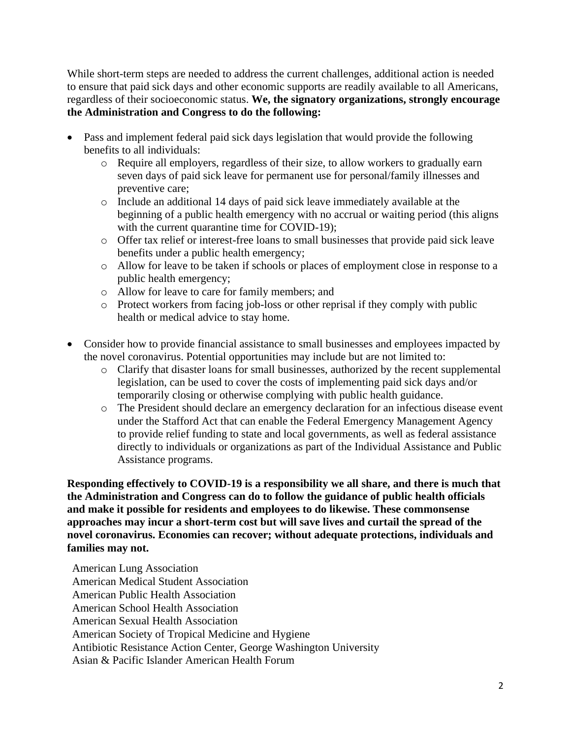While short-term steps are needed to address the current challenges, additional action is needed to ensure that paid sick days and other economic supports are readily available to all Americans, regardless of their socioeconomic status. **We, the signatory organizations, strongly encourage the Administration and Congress to do the following:**

- Pass and implement federal paid sick days legislation that would provide the following benefits to all individuals:
  - Require all employers, regardless of their size, to allow workers to gradually earn seven days of paid sick leave for permanent use for personal/family illnesses and preventive care;
  - Include an additional 14 days of paid sick leave immediately available at the beginning of a public health emergency with no accrual or waiting period (this aligns with the current quarantine time for COVID-19);
  - Offer tax relief or interest-free loans to small businesses that provide paid sick leave benefits under a public health emergency;
  - Allow for leave to be taken if schools or places of employment close in response to a public health emergency;
  - Allow for leave to care for family members; and
  - Protect workers from facing job-loss or other reprisal if they comply with public health or medical advice to stay home.

- Consider how to provide financial assistance to small businesses and employees impacted by the novel coronavirus. Potential opportunities may include but are not limited to:
  - Clarify that disaster loans for small businesses, authorized by the recent supplemental legislation, can be used to cover the costs of implementing paid sick days and/or temporarily closing or otherwise complying with public health guidance.
  - The President should declare an emergency declaration for an infectious disease event under the Stafford Act that can enable the Federal Emergency Management Agency to provide relief funding to state and local governments, as well as federal assistance directly to individuals or organizations as part of the Individual Assistance and Public Assistance programs.

**Responding effectively to COVID-19 is a responsibility we all share, and there is much that the Administration and Congress can do to follow the guidance of public health officials and make it possible for residents and employees to do likewise. These commonsense approaches may incur a short-term cost but will save lives and curtail the spread of the novel coronavirus. Economies can recover; without adequate protections, individuals and families may not.**

American Lung Association
American Medical Student Association
American Public Health Association
American School Health Association
American Sexual Health Association
American Society of Tropical Medicine and Hygiene
Antibiotic Resistance Action Center, George Washington University
Asian & Pacific Islander American Health Forum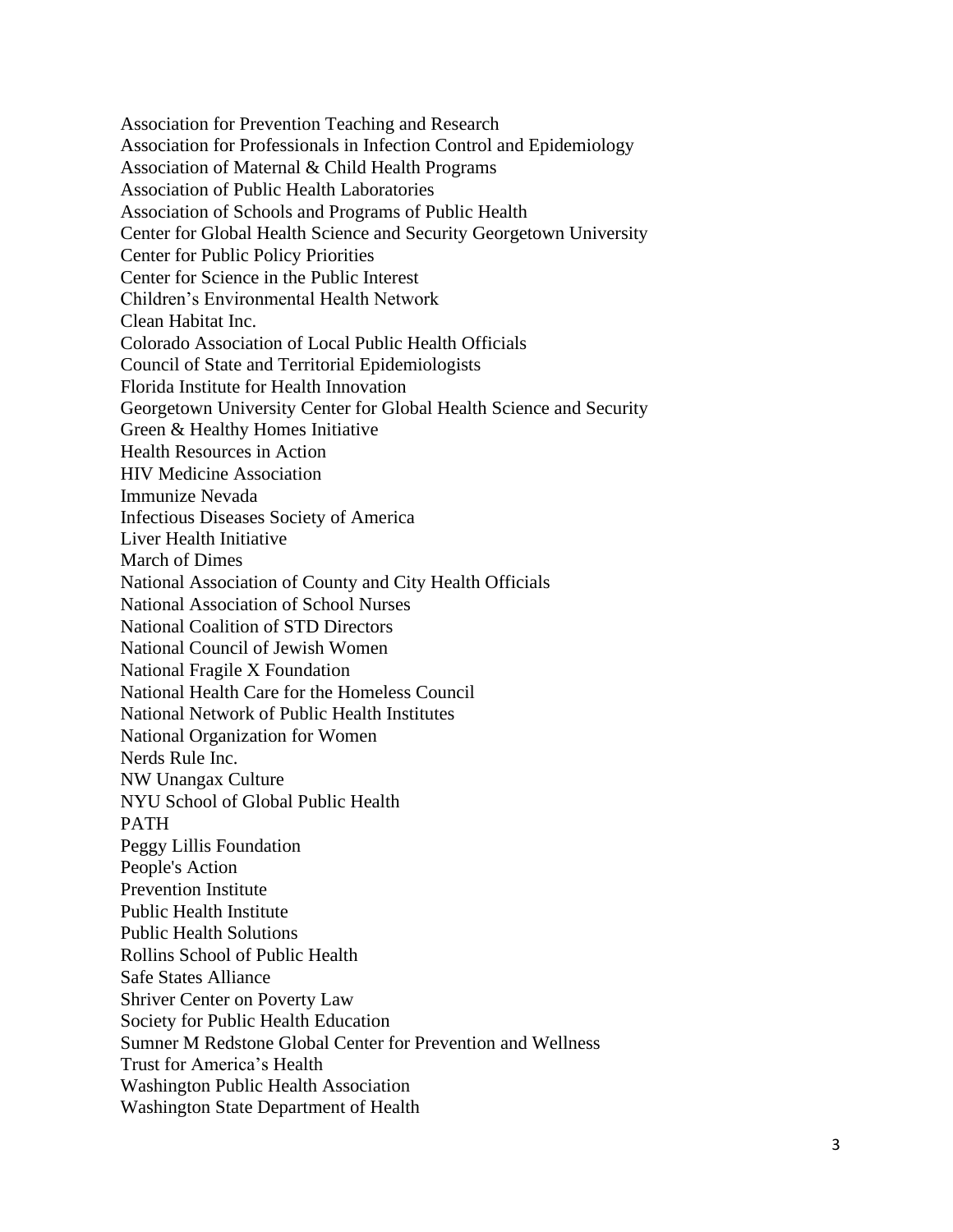Association for Prevention Teaching and Research
Association for Professionals in Infection Control and Epidemiology
Association of Maternal & Child Health Programs
Association of Public Health Laboratories
Association of Schools and Programs of Public Health
Center for Global Health Science and Security Georgetown University
Center for Public Policy Priorities
Center for Science in the Public Interest
Children's Environmental Health Network
Clean Habitat Inc.
Colorado Association of Local Public Health Officials
Council of State and Territorial Epidemiologists
Florida Institute for Health Innovation
Georgetown University Center for Global Health Science and Security
Green & Healthy Homes Initiative
Health Resources in Action
HIV Medicine Association
Immunize Nevada
Infectious Diseases Society of America
Liver Health Initiative
March of Dimes
National Association of County and City Health Officials
National Association of School Nurses
National Coalition of STD Directors
National Council of Jewish Women
National Fragile X Foundation
National Health Care for the Homeless Council
National Network of Public Health Institutes
National Organization for Women
Nerds Rule Inc.
NW Unangax Culture
NYU School of Global Public Health
PATH
Peggy Lillis Foundation
People's Action
Prevention Institute
Public Health Institute
Public Health Solutions
Rollins School of Public Health
Safe States Alliance
Shriver Center on Poverty Law
Society for Public Health Education
Sumner M Redstone Global Center for Prevention and Wellness
Trust for America's Health
Washington Public Health Association
Washington State Department of Health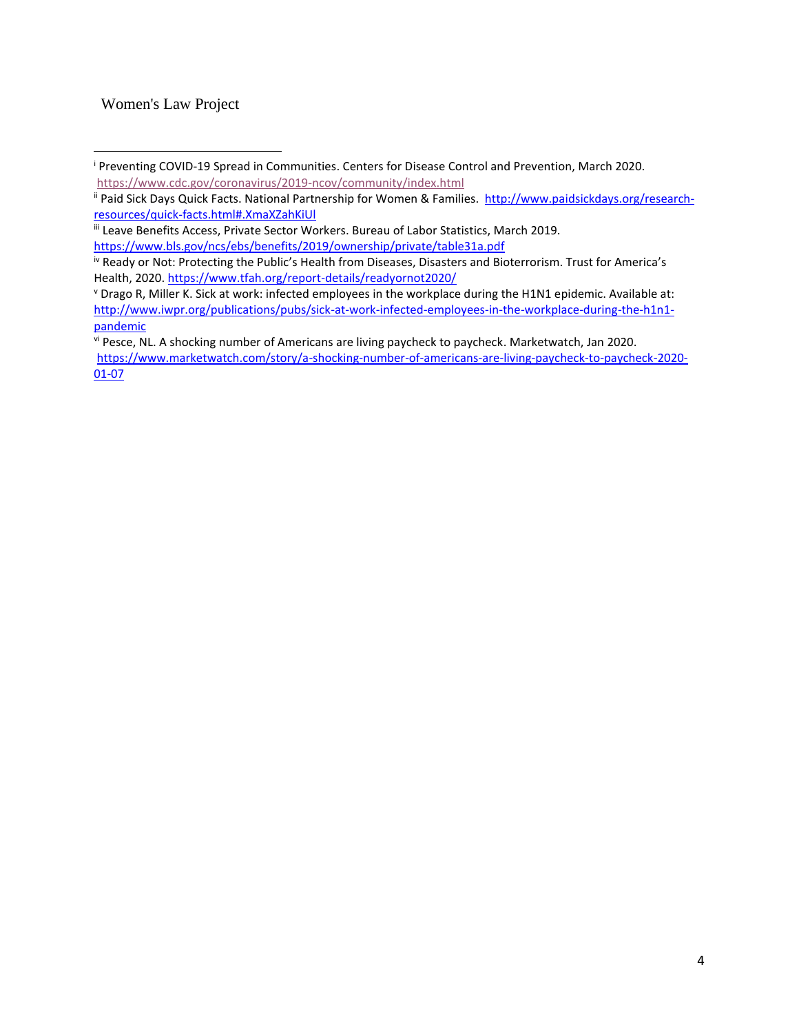Women's Law Project

---

[i] Preventing COVID-19 Spread in Communities. Centers for Disease Control and Prevention, March 2020. https://www.cdc.gov/coronavirus/2019-ncov/community/index.html

[ii] Paid Sick Days Quick Facts. National Partnership for Women & Families. http://www.paidsickdays.org/research-resources/quick-facts.html#.XmaXZahKiUl

[iii] Leave Benefits Access, Private Sector Workers. Bureau of Labor Statistics, March 2019. https://www.bls.gov/ncs/ebs/benefits/2019/ownership/private/table31a.pdf

[iv] Ready or Not: Protecting the Public's Health from Diseases, Disasters and Bioterrorism. Trust for America's Health, 2020. https://www.tfah.org/report-details/readyornot2020/

[v] Drago R, Miller K. Sick at work: infected employees in the workplace during the H1N1 epidemic. Available at: http://www.iwpr.org/publications/pubs/sick-at-work-infected-employees-in-the-workplace-during-the-h1n1-pandemic

[vi] Pesce, NL. A shocking number of Americans are living paycheck to paycheck. Marketwatch, Jan 2020. https://www.marketwatch.com/story/a-shocking-number-of-americans-are-living-paycheck-to-paycheck-2020-01-07